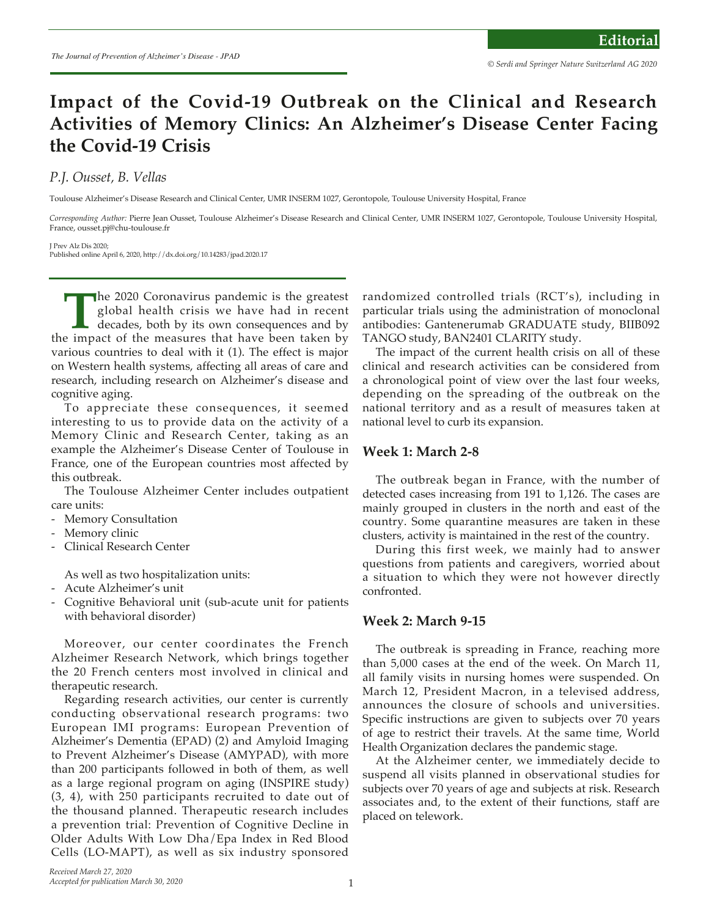Editorial

# Impact of the Covid-19 Outbreak on the Clinical and Research Activities of Memory Clinics: An Alzheimer's Disease Center Facing the Covid-19 Crisis

*P.J. Ousset, B. Vellas*

Toulouse Alzheimer's Disease Research and Clinical Center, UMR INSERM 1027, Gerontopole, Toulouse University Hospital, France

*Corresponding Author:* Pierre Jean Ousset, Toulouse Alzheimer's Disease Research and Clinical Center, UMR INSERM 1027, Gerontopole, Toulouse University Hospital, France, ousset.pj@chu-toulouse.fr

J Prev Alz Dis 2020;
Published online April 6, 2020, http://dx.doi.org/10.14283/jpad.2020.17

The 2020 Coronavirus pandemic is the greatest global health crisis we have had in recent decades, both by its own consequences and by the impact of the measures that have been taken by various countries to deal with it (1). The effect is major on Western health systems, affecting all areas of care and research, including research on Alzheimer's disease and cognitive aging.

To appreciate these consequences, it seemed interesting to us to provide data on the activity of a Memory Clinic and Research Center, taking as an example the Alzheimer's Disease Center of Toulouse in France, one of the European countries most affected by this outbreak.

The Toulouse Alzheimer Center includes outpatient care units:

- Memory Consultation
- Memory clinic
- Clinical Research Center

As well as two hospitalization units:

- Acute Alzheimer's unit
- Cognitive Behavioral unit (sub-acute unit for patients with behavioral disorder)

Moreover, our center coordinates the French Alzheimer Research Network, which brings together the 20 French centers most involved in clinical and therapeutic research.

Regarding research activities, our center is currently conducting observational research programs: two European IMI programs: European Prevention of Alzheimer's Dementia (EPAD) (2) and Amyloid Imaging to Prevent Alzheimer's Disease (AMYPAD), with more than 200 participants followed in both of them, as well as a large regional program on aging (INSPIRE study) (3, 4), with 250 participants recruited to date out of the thousand planned. Therapeutic research includes a prevention trial: Prevention of Cognitive Decline in Older Adults With Low Dha/Epa Index in Red Blood Cells (LO-MAPT), as well as six industry sponsored randomized controlled trials (RCT's), including in particular trials using the administration of monoclonal antibodies: Gantenerumab GRADUATE study, BIIB092 TANGO study, BAN2401 CLARITY study.

The impact of the current health crisis on all of these clinical and research activities can be considered from a chronological point of view over the last four weeks, depending on the spreading of the outbreak on the national territory and as a result of measures taken at national level to curb its expansion.

## Week 1: March 2-8

The outbreak began in France, with the number of detected cases increasing from 191 to 1,126. The cases are mainly grouped in clusters in the north and east of the country. Some quarantine measures are taken in these clusters, activity is maintained in the rest of the country.

During this first week, we mainly had to answer questions from patients and caregivers, worried about a situation to which they were not however directly confronted.

## Week 2: March 9-15

The outbreak is spreading in France, reaching more than 5,000 cases at the end of the week. On March 11, all family visits in nursing homes were suspended. On March 12, President Macron, in a televised address, announces the closure of schools and universities. Specific instructions are given to subjects over 70 years of age to restrict their travels. At the same time, World Health Organization declares the pandemic stage.

At the Alzheimer center, we immediately decide to suspend all visits planned in observational studies for subjects over 70 years of age and subjects at risk. Research associates and, to the extent of their functions, staff are placed on telework.

*Received March 27, 2020*
*Accepted for publication March 30, 2020*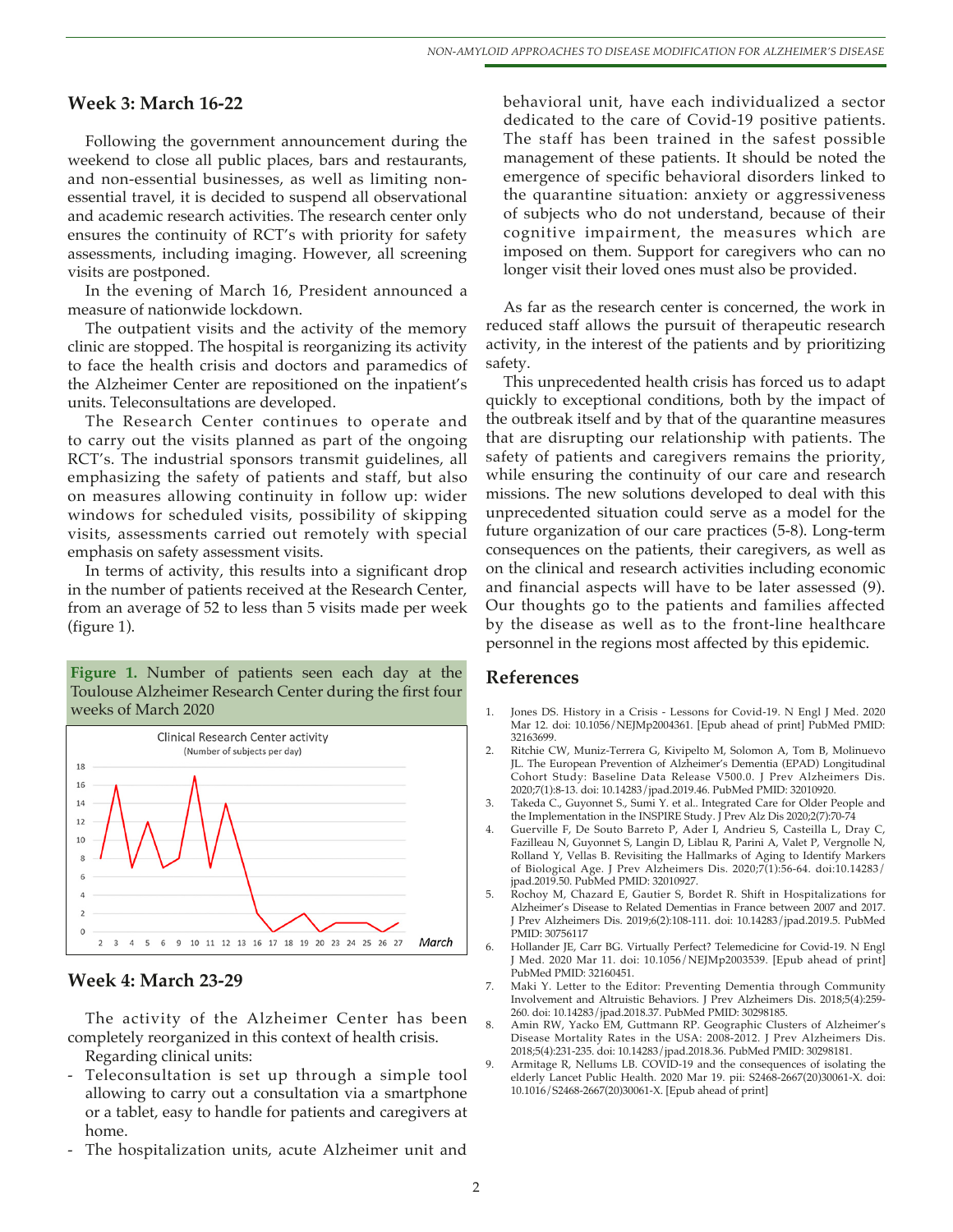## Week 3: March 16-22

Following the government announcement during the weekend to close all public places, bars and restaurants, and non-essential businesses, as well as limiting non-essential travel, it is decided to suspend all observational and academic research activities. The research center only ensures the continuity of RCT's with priority for safety assessments, including imaging. However, all screening visits are postponed.

In the evening of March 16, President announced a measure of nationwide lockdown.

The outpatient visits and the activity of the memory clinic are stopped. The hospital is reorganizing its activity to face the health crisis and doctors and paramedics of the Alzheimer Center are repositioned on the inpatient's units. Teleconsultations are developed.

The Research Center continues to operate and to carry out the visits planned as part of the ongoing RCT's. The industrial sponsors transmit guidelines, all emphasizing the safety of patients and staff, but also on measures allowing continuity in follow up: wider windows for scheduled visits, possibility of skipping visits, assessments carried out remotely with special emphasis on safety assessment visits.

In terms of activity, this results into a significant drop in the number of patients received at the Research Center, from an average of 52 to less than 5 visits made per week (figure 1).

**Figure 1.** Number of patients seen each day at the Toulouse Alzheimer Research Center during the first four weeks of March 2020

Clinical Research Center activity
(Number of subjects per day)
18
16
14
12
10
8
6
4
2
0
2 3 4 5 6 9 10 11 12 13 16 17 18 19 20 23 24 25 26 27
March

## Week 4: March 23-29

The activity of the Alzheimer Center has been completely reorganized in this context of health crisis.

Regarding clinical units:

- Teleconsultation is set up through a simple tool allowing to carry out a consultation via a smartphone or a tablet, easy to handle for patients and caregivers at home.
- The hospitalization units, acute Alzheimer unit and behavioral unit, have each individualized a sector dedicated to the care of Covid-19 positive patients. The staff has been trained in the safest possible management of these patients. It should be noted the emergence of specific behavioral disorders linked to the quarantine situation: anxiety or aggressiveness of subjects who do not understand, because of their cognitive impairment, the measures which are imposed on them. Support for caregivers who can no longer visit their loved ones must also be provided.

As far as the research center is concerned, the work in reduced staff allows the pursuit of therapeutic research activity, in the interest of the patients and by prioritizing safety.

This unprecedented health crisis has forced us to adapt quickly to exceptional conditions, both by the impact of the outbreak itself and by that of the quarantine measures that are disrupting our relationship with patients. The safety of patients and caregivers remains the priority, while ensuring the continuity of our care and research missions. The new solutions developed to deal with this unprecedented situation could serve as a model for the future organization of our care practices (5-8). Long-term consequences on the patients, their caregivers, as well as on the clinical and research activities including economic and financial aspects will have to be later assessed (9). Our thoughts go to the patients and families affected by the disease as well as to the front-line healthcare personnel in the regions most affected by this epidemic.

## References

1. Jones DS. History in a Crisis - Lessons for Covid-19. N Engl J Med. 2020 Mar 12. doi: 10.1056/NEJMp2004361. [Epub ahead of print] PubMed PMID: 32163699.
2. Ritchie CW, Muniz-Terrera G, Kivipelto M, Solomon A, Tom B, Molinuevo JL. The European Prevention of Alzheimer's Dementia (EPAD) Longitudinal Cohort Study: Baseline Data Release V500.0. J Prev Alzheimers Dis. 2020;7(1):8-13. doi: 10.14283/jpad.2019.46. PubMed PMID: 32010920.
3. Takeda C., Guyonnet S., Sumi Y. et al.. Integrated Care for Older People and the Implementation in the INSPIRE Study. J Prev Alz Dis 2020;2(7):70-74
4. Guerville F, De Souto Barreto P, Ader I, Andrieu S, Casteilla L, Dray C, Fazilleau N, Guyonnet S, Langin D, Liblau R, Parini A, Valet P, Vergnolle N, Rolland Y, Vellas B. Revisiting the Hallmarks of Aging to Identify Markers of Biological Age. J Prev Alzheimers Dis. 2020;7(1):56-64. doi:10.14283/jpad.2019.50. PubMed PMID: 32010927.
5. Rochoy M, Chazard E, Gautier S, Bordet R. Shift in Hospitalizations for Alzheimer's Disease to Related Dementias in France between 2007 and 2017. J Prev Alzheimers Dis. 2019;6(2):108-111. doi: 10.14283/jpad.2019.5. PubMed PMID: 30756117
6. Hollander JE, Carr BG. Virtually Perfect? Telemedicine for Covid-19. N Engl J Med. 2020 Mar 11. doi: 10.1056/NEJMp2003539. [Epub ahead of print] PubMed PMID: 32160451.
7. Maki Y. Letter to the Editor: Preventing Dementia through Community Involvement and Altruistic Behaviors. J Prev Alzheimers Dis. 2018;5(4):259-260. doi: 10.14283/jpad.2018.37. PubMed PMID: 30298185.
8. Amin RW, Yacko EM, Guttmann RP. Geographic Clusters of Alzheimer's Disease Mortality Rates in the USA: 2008-2012. J Prev Alzheimers Dis. 2018;5(4):231-235. doi: 10.14283/jpad.2018.36. PubMed PMID: 30298181.
9. Armitage R, Nellums LB. COVID-19 and the consequences of isolating the elderly Lancet Public Health. 2020 Mar 19. pii: S2468-2667(20)30061-X. doi: 10.1016/S2468-2667(20)30061-X. [Epub ahead of print]